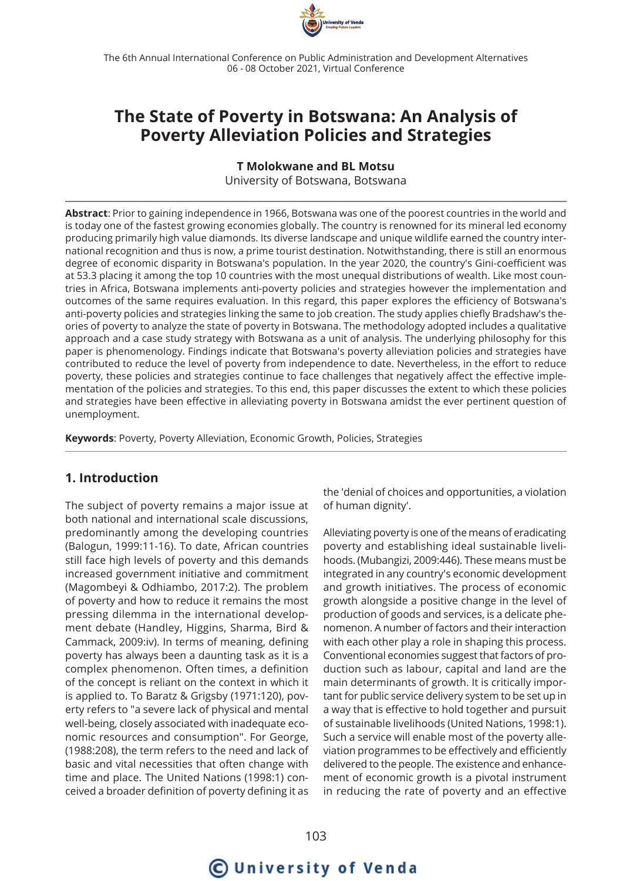# The State of Poverty in Botswana: An Analysis of Poverty Alleviation Policies and Strategies

**T Molokwane and BL Motsu**
University of Botswana, Botswana

**Abstract**: Prior to gaining independence in 1966, Botswana was one of the poorest countries in the world and is today one of the fastest growing economies globally. The country is renowned for its mineral led economy producing primarily high value diamonds. Its diverse landscape and unique wildlife earned the country international recognition and thus is now, a prime tourist destination. Notwithstanding, there is still an enormous degree of economic disparity in Botswana's population. In the year 2020, the country's Gini-coefficient was at 53.3 placing it among the top 10 countries with the most unequal distributions of wealth. Like most countries in Africa, Botswana implements anti-poverty policies and strategies however the implementation and outcomes of the same requires evaluation. In this regard, this paper explores the efficiency of Botswana's anti-poverty policies and strategies linking the same to job creation. The study applies chiefly Bradshaw's theories of poverty to analyze the state of poverty in Botswana. The methodology adopted includes a qualitative approach and a case study strategy with Botswana as a unit of analysis. The underlying philosophy for this paper is phenomenology. Findings indicate that Botswana's poverty alleviation policies and strategies have contributed to reduce the level of poverty from independence to date. Nevertheless, in the effort to reduce poverty, these policies and strategies continue to face challenges that negatively affect the effective implementation of the policies and strategies. To this end, this paper discusses the extent to which these policies and strategies have been effective in alleviating poverty in Botswana amidst the ever pertinent question of unemployment.

**Keywords**: Poverty, Poverty Alleviation, Economic Growth, Policies, Strategies

## 1. Introduction

The subject of poverty remains a major issue at both national and international scale discussions, predominantly among the developing countries (Balogun, 1999:11-16). To date, African countries still face high levels of poverty and this demands increased government initiative and commitment (Magombeyi & Odhiambo, 2017:2). The problem of poverty and how to reduce it remains the most pressing dilemma in the international development debate (Handley, Higgins, Sharma, Bird & Cammack, 2009:iv). In terms of meaning, defining poverty has always been a daunting task as it is a complex phenomenon. Often times, a definition of the concept is reliant on the context in which it is applied to. To Baratz & Grigsby (1971:120), poverty refers to "a severe lack of physical and mental well-being, closely associated with inadequate economic resources and consumption". For George, (1988:208), the term refers to the need and lack of basic and vital necessities that often change with time and place. The United Nations (1998:1) conceived a broader definition of poverty defining it as the 'denial of choices and opportunities, a violation of human dignity'.

Alleviating poverty is one of the means of eradicating poverty and establishing ideal sustainable livelihoods. (Mubangizi, 2009:446). These means must be integrated in any country's economic development and growth initiatives. The process of economic growth alongside a positive change in the level of production of goods and services, is a delicate phenomenon. A number of factors and their interaction with each other play a role in shaping this process. Conventional economies suggest that factors of production such as labour, capital and land are the main determinants of growth. It is critically important for public service delivery system to be set up in a way that is effective to hold together and pursuit of sustainable livelihoods (United Nations, 1998:1). Such a service will enable most of the poverty alleviation programmes to be effectively and efficiently delivered to the people. The existence and enhancement of economic growth is a pivotal instrument in reducing the rate of poverty and an effective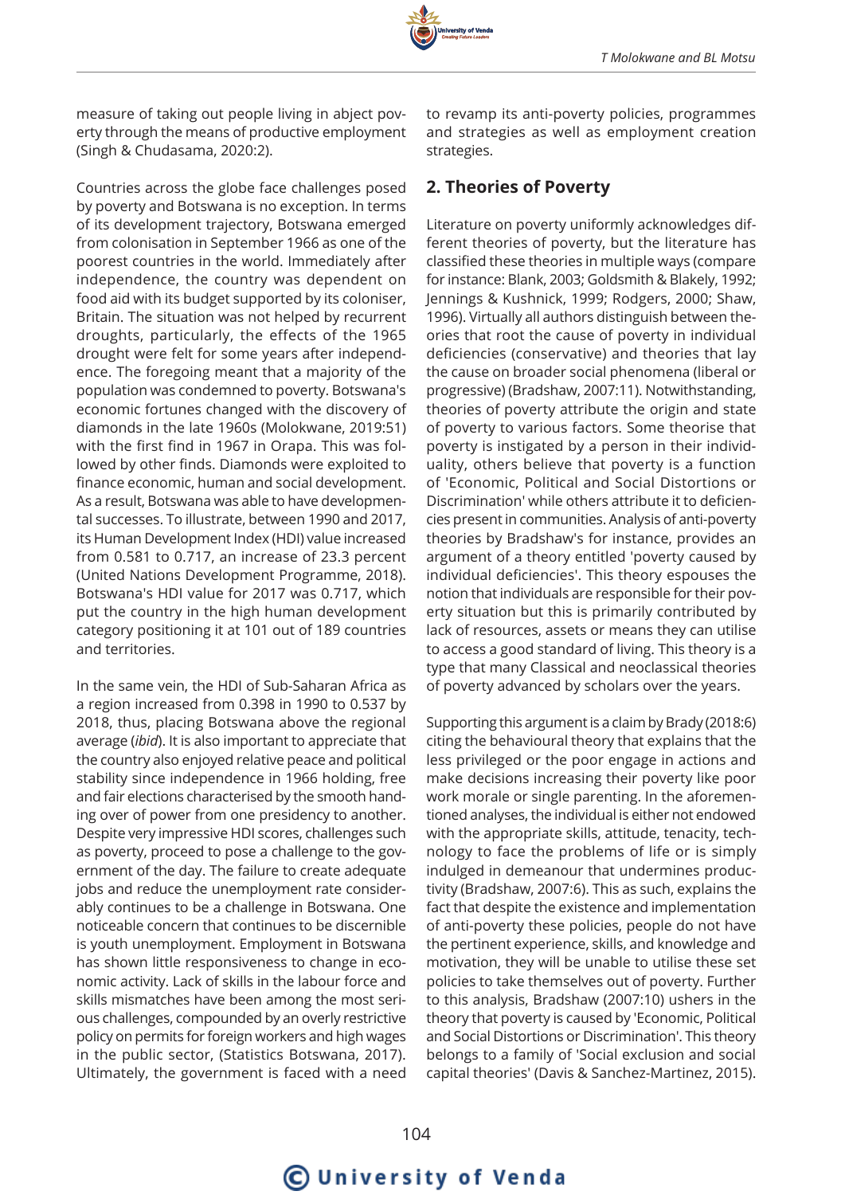measure of taking out people living in abject poverty through the means of productive employment (Singh & Chudasama, 2020:2).

Countries across the globe face challenges posed by poverty and Botswana is no exception. In terms of its development trajectory, Botswana emerged from colonisation in September 1966 as one of the poorest countries in the world. Immediately after independence, the country was dependent on food aid with its budget supported by its coloniser, Britain. The situation was not helped by recurrent droughts, particularly, the effects of the 1965 drought were felt for some years after independence. The foregoing meant that a majority of the population was condemned to poverty. Botswana's economic fortunes changed with the discovery of diamonds in the late 1960s (Molokwane, 2019:51) with the first find in 1967 in Orapa. This was followed by other finds. Diamonds were exploited to finance economic, human and social development. As a result, Botswana was able to have developmental successes. To illustrate, between 1990 and 2017, its Human Development Index (HDI) value increased from 0.581 to 0.717, an increase of 23.3 percent (United Nations Development Programme, 2018). Botswana's HDI value for 2017 was 0.717, which put the country in the high human development category positioning it at 101 out of 189 countries and territories.

In the same vein, the HDI of Sub-Saharan Africa as a region increased from 0.398 in 1990 to 0.537 by 2018, thus, placing Botswana above the regional average (*ibid*). It is also important to appreciate that the country also enjoyed relative peace and political stability since independence in 1966 holding, free and fair elections characterised by the smooth handing over of power from one presidency to another. Despite very impressive HDI scores, challenges such as poverty, proceed to pose a challenge to the government of the day. The failure to create adequate jobs and reduce the unemployment rate considerably continues to be a challenge in Botswana. One noticeable concern that continues to be discernible is youth unemployment. Employment in Botswana has shown little responsiveness to change in economic activity. Lack of skills in the labour force and skills mismatches have been among the most serious challenges, compounded by an overly restrictive policy on permits for foreign workers and high wages in the public sector, (Statistics Botswana, 2017). Ultimately, the government is faced with a need to revamp its anti-poverty policies, programmes and strategies as well as employment creation strategies.

## 2. Theories of Poverty

Literature on poverty uniformly acknowledges different theories of poverty, but the literature has classified these theories in multiple ways (compare for instance: Blank, 2003; Goldsmith & Blakely, 1992; Jennings & Kushnick, 1999; Rodgers, 2000; Shaw, 1996). Virtually all authors distinguish between theories that root the cause of poverty in individual deficiencies (conservative) and theories that lay the cause on broader social phenomena (liberal or progressive) (Bradshaw, 2007:11). Notwithstanding, theories of poverty attribute the origin and state of poverty to various factors. Some theorise that poverty is instigated by a person in their individuality, others believe that poverty is a function of 'Economic, Political and Social Distortions or Discrimination' while others attribute it to deficiencies present in communities. Analysis of anti-poverty theories by Bradshaw's for instance, provides an argument of a theory entitled 'poverty caused by individual deficiencies'. This theory espouses the notion that individuals are responsible for their poverty situation but this is primarily contributed by lack of resources, assets or means they can utilise to access a good standard of living. This theory is a type that many Classical and neoclassical theories of poverty advanced by scholars over the years.

Supporting this argument is a claim by Brady (2018:6) citing the behavioural theory that explains that the less privileged or the poor engage in actions and make decisions increasing their poverty like poor work morale or single parenting. In the aforementioned analyses, the individual is either not endowed with the appropriate skills, attitude, tenacity, technology to face the problems of life or is simply indulged in demeanour that undermines productivity (Bradshaw, 2007:6). This as such, explains the fact that despite the existence and implementation of anti-poverty these policies, people do not have the pertinent experience, skills, and knowledge and motivation, they will be unable to utilise these set policies to take themselves out of poverty. Further to this analysis, Bradshaw (2007:10) ushers in the theory that poverty is caused by 'Economic, Political and Social Distortions or Discrimination'. This theory belongs to a family of 'Social exclusion and social capital theories' (Davis & Sanchez-Martinez, 2015).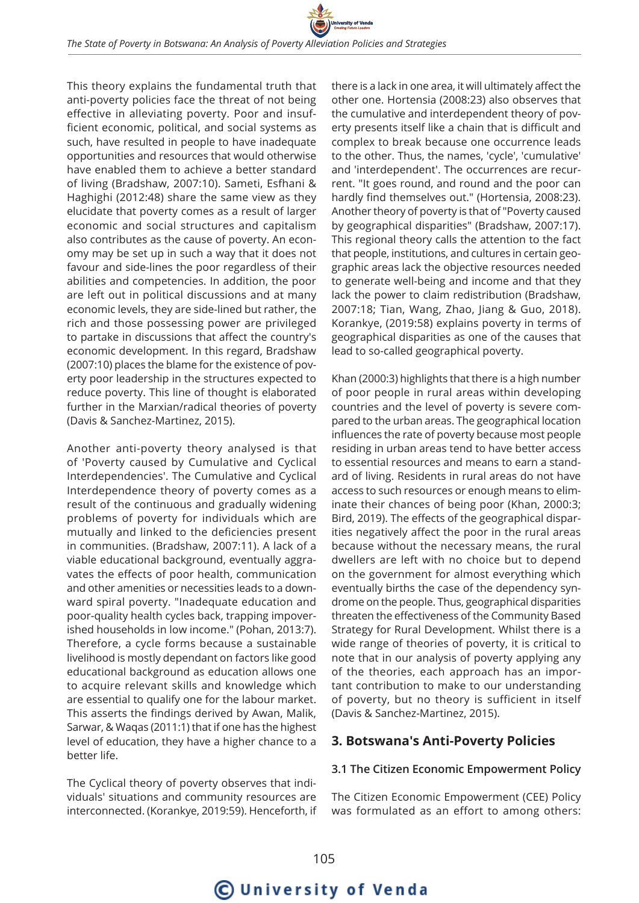This theory explains the fundamental truth that anti-poverty policies face the threat of not being effective in alleviating poverty. Poor and insufficient economic, political, and social systems as such, have resulted in people to have inadequate opportunities and resources that would otherwise have enabled them to achieve a better standard of living (Bradshaw, 2007:10). Sameti, Esfhani & Haghighi (2012:48) share the same view as they elucidate that poverty comes as a result of larger economic and social structures and capitalism also contributes as the cause of poverty. An economy may be set up in such a way that it does not favour and side-lines the poor regardless of their abilities and competencies. In addition, the poor are left out in political discussions and at many economic levels, they are side-lined but rather, the rich and those possessing power are privileged to partake in discussions that affect the country's economic development. In this regard, Bradshaw (2007:10) places the blame for the existence of poverty poor leadership in the structures expected to reduce poverty. This line of thought is elaborated further in the Marxian/radical theories of poverty (Davis & Sanchez-Martinez, 2015).

Another anti-poverty theory analysed is that of 'Poverty caused by Cumulative and Cyclical Interdependencies'. The Cumulative and Cyclical Interdependence theory of poverty comes as a result of the continuous and gradually widening problems of poverty for individuals which are mutually and linked to the deficiencies present in communities. (Bradshaw, 2007:11). A lack of a viable educational background, eventually aggravates the effects of poor health, communication and other amenities or necessities leads to a downward spiral poverty. "Inadequate education and poor-quality health cycles back, trapping impoverished households in low income." (Pohan, 2013:7). Therefore, a cycle forms because a sustainable livelihood is mostly dependant on factors like good educational background as education allows one to acquire relevant skills and knowledge which are essential to qualify one for the labour market. This asserts the findings derived by Awan, Malik, Sarwar, & Waqas (2011:1) that if one has the highest level of education, they have a higher chance to a better life.

The Cyclical theory of poverty observes that individuals' situations and community resources are interconnected. (Korankye, 2019:59). Henceforth, if there is a lack in one area, it will ultimately affect the other one. Hortensia (2008:23) also observes that the cumulative and interdependent theory of poverty presents itself like a chain that is difficult and complex to break because one occurrence leads to the other. Thus, the names, 'cycle', 'cumulative' and 'interdependent'. The occurrences are recurrent. "It goes round, and round and the poor can hardly find themselves out." (Hortensia, 2008:23). Another theory of poverty is that of "Poverty caused by geographical disparities" (Bradshaw, 2007:17). This regional theory calls the attention to the fact that people, institutions, and cultures in certain geographic areas lack the objective resources needed to generate well-being and income and that they lack the power to claim redistribution (Bradshaw, 2007:18; Tian, Wang, Zhao, Jiang & Guo, 2018). Korankye, (2019:58) explains poverty in terms of geographical disparities as one of the causes that lead to so-called geographical poverty.

Khan (2000:3) highlights that there is a high number of poor people in rural areas within developing countries and the level of poverty is severe compared to the urban areas. The geographical location influences the rate of poverty because most people residing in urban areas tend to have better access to essential resources and means to earn a standard of living. Residents in rural areas do not have access to such resources or enough means to eliminate their chances of being poor (Khan, 2000:3; Bird, 2019). The effects of the geographical disparities negatively affect the poor in the rural areas because without the necessary means, the rural dwellers are left with no choice but to depend on the government for almost everything which eventually births the case of the dependency syndrome on the people. Thus, geographical disparities threaten the effectiveness of the Community Based Strategy for Rural Development. Whilst there is a wide range of theories of poverty, it is critical to note that in our analysis of poverty applying any of the theories, each approach has an important contribution to make to our understanding of poverty, but no theory is sufficient in itself (Davis & Sanchez-Martinez, 2015).

## 3. Botswana's Anti-Poverty Policies

### 3.1 The Citizen Economic Empowerment Policy

The Citizen Economic Empowerment (CEE) Policy was formulated as an effort to among others: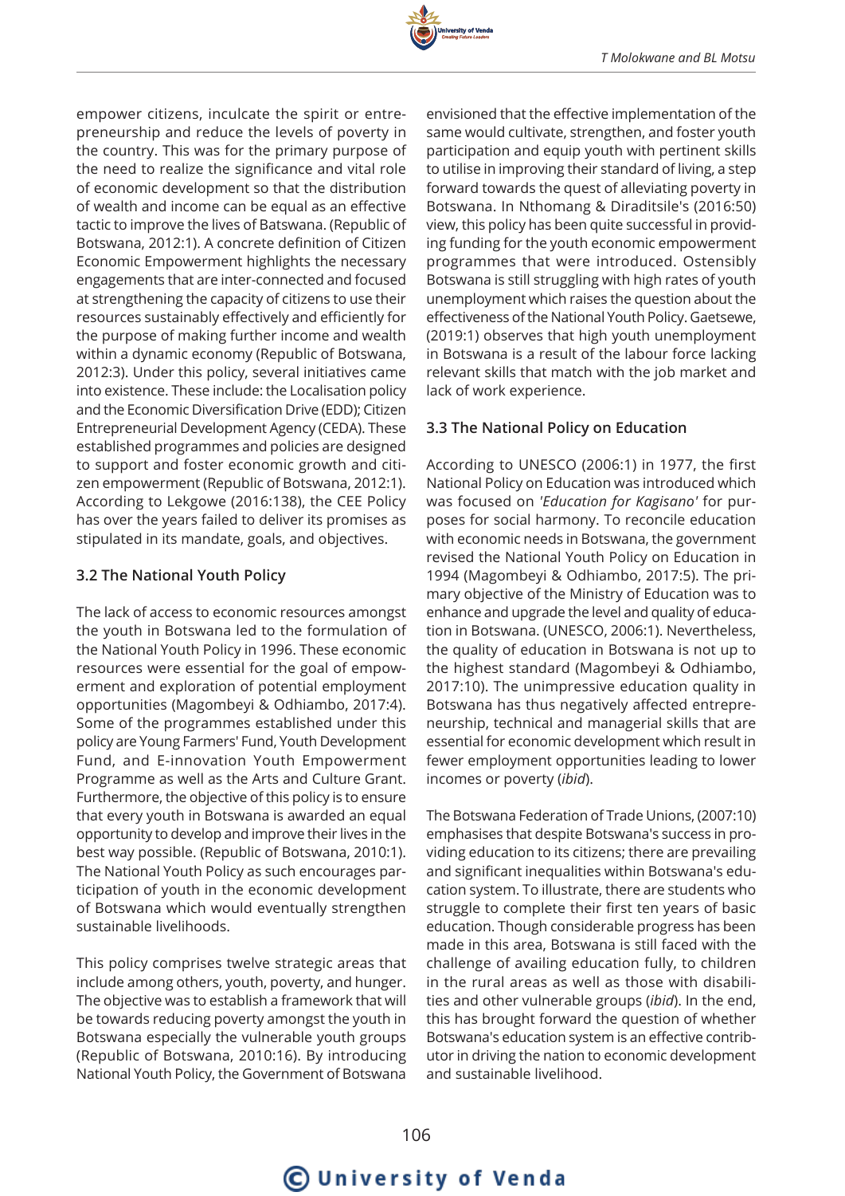empower citizens, inculcate the spirit or entrepreneurship and reduce the levels of poverty in the country. This was for the primary purpose of the need to realize the significance and vital role of economic development so that the distribution of wealth and income can be equal as an effective tactic to improve the lives of Batswana. (Republic of Botswana, 2012:1). A concrete definition of Citizen Economic Empowerment highlights the necessary engagements that are inter-connected and focused at strengthening the capacity of citizens to use their resources sustainably effectively and efficiently for the purpose of making further income and wealth within a dynamic economy (Republic of Botswana, 2012:3). Under this policy, several initiatives came into existence. These include: the Localisation policy and the Economic Diversification Drive (EDD); Citizen Entrepreneurial Development Agency (CEDA). These established programmes and policies are designed to support and foster economic growth and citizen empowerment (Republic of Botswana, 2012:1). According to Lekgowe (2016:138), the CEE Policy has over the years failed to deliver its promises as stipulated in its mandate, goals, and objectives.

### 3.2 The National Youth Policy

The lack of access to economic resources amongst the youth in Botswana led to the formulation of the National Youth Policy in 1996. These economic resources were essential for the goal of empowerment and exploration of potential employment opportunities (Magombeyi & Odhiambo, 2017:4). Some of the programmes established under this policy are Young Farmers' Fund, Youth Development Fund, and E-innovation Youth Empowerment Programme as well as the Arts and Culture Grant. Furthermore, the objective of this policy is to ensure that every youth in Botswana is awarded an equal opportunity to develop and improve their lives in the best way possible. (Republic of Botswana, 2010:1). The National Youth Policy as such encourages participation of youth in the economic development of Botswana which would eventually strengthen sustainable livelihoods.

This policy comprises twelve strategic areas that include among others, youth, poverty, and hunger. The objective was to establish a framework that will be towards reducing poverty amongst the youth in Botswana especially the vulnerable youth groups (Republic of Botswana, 2010:16). By introducing National Youth Policy, the Government of Botswana envisioned that the effective implementation of the same would cultivate, strengthen, and foster youth participation and equip youth with pertinent skills to utilise in improving their standard of living, a step forward towards the quest of alleviating poverty in Botswana. In Nthomang & Diraditsile's (2016:50) view, this policy has been quite successful in providing funding for the youth economic empowerment programmes that were introduced. Ostensibly Botswana is still struggling with high rates of youth unemployment which raises the question about the effectiveness of the National Youth Policy. Gaetsewe, (2019:1) observes that high youth unemployment in Botswana is a result of the labour force lacking relevant skills that match with the job market and lack of work experience.

### 3.3 The National Policy on Education

According to UNESCO (2006:1) in 1977, the first National Policy on Education was introduced which was focused on *'Education for Kagisano'* for purposes for social harmony. To reconcile education with economic needs in Botswana, the government revised the National Youth Policy on Education in 1994 (Magombeyi & Odhiambo, 2017:5). The primary objective of the Ministry of Education was to enhance and upgrade the level and quality of education in Botswana. (UNESCO, 2006:1). Nevertheless, the quality of education in Botswana is not up to the highest standard (Magombeyi & Odhiambo, 2017:10). The unimpressive education quality in Botswana has thus negatively affected entrepreneurship, technical and managerial skills that are essential for economic development which result in fewer employment opportunities leading to lower incomes or poverty (*ibid*).

The Botswana Federation of Trade Unions, (2007:10) emphasises that despite Botswana's success in providing education to its citizens; there are prevailing and significant inequalities within Botswana's education system. To illustrate, there are students who struggle to complete their first ten years of basic education. Though considerable progress has been made in this area, Botswana is still faced with the challenge of availing education fully, to children in the rural areas as well as those with disabilities and other vulnerable groups (*ibid*). In the end, this has brought forward the question of whether Botswana's education system is an effective contributor in driving the nation to economic development and sustainable livelihood.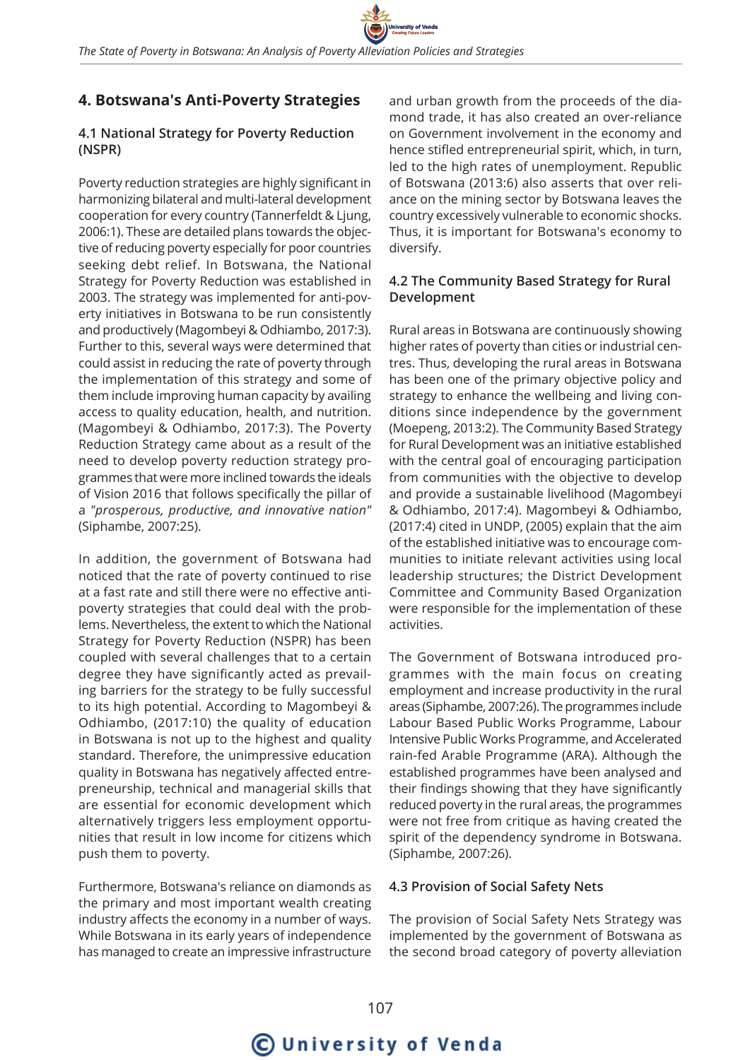## 4. Botswana's Anti-Poverty Strategies

### 4.1 National Strategy for Poverty Reduction (NSPR)

Poverty reduction strategies are highly significant in harmonizing bilateral and multi-lateral development cooperation for every country (Tannerfeldt & Ljung, 2006:1). These are detailed plans towards the objective of reducing poverty especially for poor countries seeking debt relief. In Botswana, the National Strategy for Poverty Reduction was established in 2003. The strategy was implemented for anti-poverty initiatives in Botswana to be run consistently and productively (Magombeyi & Odhiambo, 2017:3). Further to this, several ways were determined that could assist in reducing the rate of poverty through the implementation of this strategy and some of them include improving human capacity by availing access to quality education, health, and nutrition. (Magombeyi & Odhiambo, 2017:3). The Poverty Reduction Strategy came about as a result of the need to develop poverty reduction strategy programmes that were more inclined towards the ideals of Vision 2016 that follows specifically the pillar of a *"prosperous, productive, and innovative nation"* (Siphambe, 2007:25).

In addition, the government of Botswana had noticed that the rate of poverty continued to rise at a fast rate and still there were no effective anti-poverty strategies that could deal with the problems. Nevertheless, the extent to which the National Strategy for Poverty Reduction (NSPR) has been coupled with several challenges that to a certain degree they have significantly acted as prevailing barriers for the strategy to be fully successful to its high potential. According to Magombeyi & Odhiambo, (2017:10) the quality of education in Botswana is not up to the highest and quality standard. Therefore, the unimpressive education quality in Botswana has negatively affected entrepreneurship, technical and managerial skills that are essential for economic development which alternatively triggers less employment opportunities that result in low income for citizens which push them to poverty.

Furthermore, Botswana's reliance on diamonds as the primary and most important wealth creating industry affects the economy in a number of ways. While Botswana in its early years of independence has managed to create an impressive infrastructure and urban growth from the proceeds of the diamond trade, it has also created an over-reliance on Government involvement in the economy and hence stifled entrepreneurial spirit, which, in turn, led to the high rates of unemployment. Republic of Botswana (2013:6) also asserts that over reliance on the mining sector by Botswana leaves the country excessively vulnerable to economic shocks. Thus, it is important for Botswana's economy to diversify.

### 4.2 The Community Based Strategy for Rural Development

Rural areas in Botswana are continuously showing higher rates of poverty than cities or industrial centres. Thus, developing the rural areas in Botswana has been one of the primary objective policy and strategy to enhance the wellbeing and living conditions since independence by the government (Moepeng, 2013:2). The Community Based Strategy for Rural Development was an initiative established with the central goal of encouraging participation from communities with the objective to develop and provide a sustainable livelihood (Magombeyi & Odhiambo, 2017:4). Magombeyi & Odhiambo, (2017:4) cited in UNDP, (2005) explain that the aim of the established initiative was to encourage communities to initiate relevant activities using local leadership structures; the District Development Committee and Community Based Organization were responsible for the implementation of these activities.

The Government of Botswana introduced programmes with the main focus on creating employment and increase productivity in the rural areas (Siphambe, 2007:26). The programmes include Labour Based Public Works Programme, Labour Intensive Public Works Programme, and Accelerated rain-fed Arable Programme (ARA). Although the established programmes have been analysed and their findings showing that they have significantly reduced poverty in the rural areas, the programmes were not free from critique as having created the spirit of the dependency syndrome in Botswana. (Siphambe, 2007:26).

### 4.3 Provision of Social Safety Nets

The provision of Social Safety Nets Strategy was implemented by the government of Botswana as the second broad category of poverty alleviation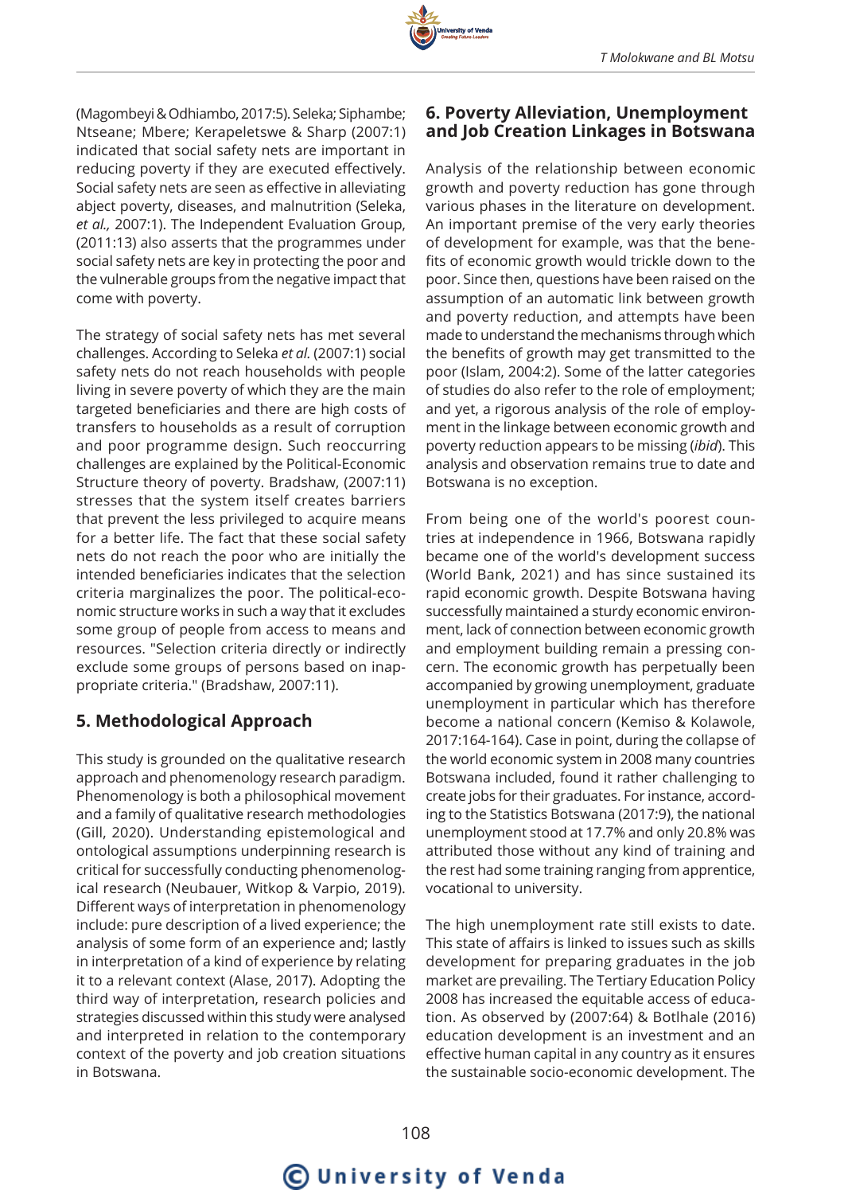(Magombeyi & Odhiambo, 2017:5). Seleka; Siphambe; Ntseane; Mbere; Kerapeletswe & Sharp (2007:1) indicated that social safety nets are important in reducing poverty if they are executed effectively. Social safety nets are seen as effective in alleviating abject poverty, diseases, and malnutrition (Seleka, *et al.,* 2007:1). The Independent Evaluation Group, (2011:13) also asserts that the programmes under social safety nets are key in protecting the poor and the vulnerable groups from the negative impact that come with poverty.

The strategy of social safety nets has met several challenges. According to Seleka *et al.* (2007:1) social safety nets do not reach households with people living in severe poverty of which they are the main targeted beneficiaries and there are high costs of transfers to households as a result of corruption and poor programme design. Such reoccurring challenges are explained by the Political-Economic Structure theory of poverty. Bradshaw, (2007:11) stresses that the system itself creates barriers that prevent the less privileged to acquire means for a better life. The fact that these social safety nets do not reach the poor who are initially the intended beneficiaries indicates that the selection criteria marginalizes the poor. The political-economic structure works in such a way that it excludes some group of people from access to means and resources. "Selection criteria directly or indirectly exclude some groups of persons based on inappropriate criteria." (Bradshaw, 2007:11).

## 5. Methodological Approach

This study is grounded on the qualitative research approach and phenomenology research paradigm. Phenomenology is both a philosophical movement and a family of qualitative research methodologies (Gill, 2020). Understanding epistemological and ontological assumptions underpinning research is critical for successfully conducting phenomenological research (Neubauer, Witkop & Varpio, 2019). Different ways of interpretation in phenomenology include: pure description of a lived experience; the analysis of some form of an experience and; lastly in interpretation of a kind of experience by relating it to a relevant context (Alase, 2017). Adopting the third way of interpretation, research policies and strategies discussed within this study were analysed and interpreted in relation to the contemporary context of the poverty and job creation situations in Botswana.

## 6. Poverty Alleviation, Unemployment and Job Creation Linkages in Botswana

Analysis of the relationship between economic growth and poverty reduction has gone through various phases in the literature on development. An important premise of the very early theories of development for example, was that the benefits of economic growth would trickle down to the poor. Since then, questions have been raised on the assumption of an automatic link between growth and poverty reduction, and attempts have been made to understand the mechanisms through which the benefits of growth may get transmitted to the poor (Islam, 2004:2). Some of the latter categories of studies do also refer to the role of employment; and yet, a rigorous analysis of the role of employment in the linkage between economic growth and poverty reduction appears to be missing (*ibid*). This analysis and observation remains true to date and Botswana is no exception.

From being one of the world's poorest countries at independence in 1966, Botswana rapidly became one of the world's development success (World Bank, 2021) and has since sustained its rapid economic growth. Despite Botswana having successfully maintained a sturdy economic environment, lack of connection between economic growth and employment building remain a pressing concern. The economic growth has perpetually been accompanied by growing unemployment, graduate unemployment in particular which has therefore become a national concern (Kemiso & Kolawole, 2017:164-164). Case in point, during the collapse of the world economic system in 2008 many countries Botswana included, found it rather challenging to create jobs for their graduates. For instance, according to the Statistics Botswana (2017:9), the national unemployment stood at 17.7% and only 20.8% was attributed those without any kind of training and the rest had some training ranging from apprentice, vocational to university.

The high unemployment rate still exists to date. This state of affairs is linked to issues such as skills development for preparing graduates in the job market are prevailing. The Tertiary Education Policy 2008 has increased the equitable access of education. As observed by (2007:64) & Botlhale (2016) education development is an investment and an effective human capital in any country as it ensures the sustainable socio-economic development. The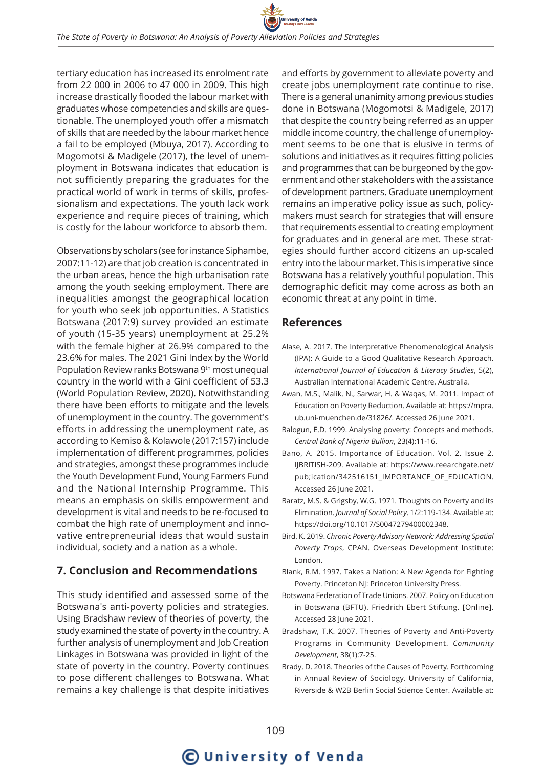tertiary education has increased its enrolment rate from 22 000 in 2006 to 47 000 in 2009. This high increase drastically flooded the labour market with graduates whose competencies and skills are questionable. The unemployed youth offer a mismatch of skills that are needed by the labour market hence a fail to be employed (Mbuya, 2017). According to Mogomotsi & Madigele (2017), the level of unemployment in Botswana indicates that education is not sufficiently preparing the graduates for the practical world of work in terms of skills, professionalism and expectations. The youth lack work experience and require pieces of training, which is costly for the labour workforce to absorb them.

Observations by scholars (see for instance Siphambe, 2007:11-12) are that job creation is concentrated in the urban areas, hence the high urbanisation rate among the youth seeking employment. There are inequalities amongst the geographical location for youth who seek job opportunities. A Statistics Botswana (2017:9) survey provided an estimate of youth (15-35 years) unemployment at 25.2% with the female higher at 26.9% compared to the 23.6% for males. The 2021 Gini Index by the World Population Review ranks Botswana 9th most unequal country in the world with a Gini coefficient of 53.3 (World Population Review, 2020). Notwithstanding there have been efforts to mitigate and the levels of unemployment in the country. The government's efforts in addressing the unemployment rate, as according to Kemiso & Kolawole (2017:157) include implementation of different programmes, policies and strategies, amongst these programmes include the Youth Development Fund, Young Farmers Fund and the National Internship Programme. This means an emphasis on skills empowerment and development is vital and needs to be re-focused to combat the high rate of unemployment and innovative entrepreneurial ideas that would sustain individual, society and a nation as a whole.

## 7. Conclusion and Recommendations

This study identified and assessed some of the Botswana's anti-poverty policies and strategies. Using Bradshaw review of theories of poverty, the study examined the state of poverty in the country. A further analysis of unemployment and Job Creation Linkages in Botswana was provided in light of the state of poverty in the country. Poverty continues to pose different challenges to Botswana. What remains a key challenge is that despite initiatives and efforts by government to alleviate poverty and create jobs unemployment rate continue to rise. There is a general unanimity among previous studies done in Botswana (Mogomotsi & Madigele, 2017) that despite the country being referred as an upper middle income country, the challenge of unemployment seems to be one that is elusive in terms of solutions and initiatives as it requires fitting policies and programmes that can be burgeoned by the government and other stakeholders with the assistance of development partners. Graduate unemployment remains an imperative policy issue as such, policymakers must search for strategies that will ensure that requirements essential to creating employment for graduates and in general are met. These strategies should further accord citizens an up-scaled entry into the labour market. This is imperative since Botswana has a relatively youthful population. This demographic deficit may come across as both an economic threat at any point in time.

## References

Alase, A. 2017. The Interpretative Phenomenological Analysis (IPA): A Guide to a Good Qualitative Research Approach. *International Journal of Education & Literacy Studies*, 5(2), Australian International Academic Centre, Australia.

Awan, M.S., Malik, N., Sarwar, H. & Waqas, M. 2011. Impact of Education on Poverty Reduction. Available at: https://mpra.ub.uni-muenchen.de/31826/. Accessed 26 June 2021.

Balogun, E.D. 1999. Analysing poverty: Concepts and methods. *Central Bank of Nigeria Bullion*, 23(4):11-16.

Bano, A. 2015. Importance of Education. Vol. 2. Issue 2. IJBRITISH-209. Available at: https://www.reearchgate.net/pub;ication/342516151_IMPORTANCE_OF_EDUCATION. Accessed 26 June 2021.

Baratz, M.S. & Grigsby, W.G. 1971. Thoughts on Poverty and its Elimination. *Journal of Social Policy*. 1/2:119-134. Available at: https://doi.org/10.1017/S0047279400002348.

Bird, K. 2019. *Chronic Poverty Advisory Network: Addressing Spatial Poverty Traps*, CPAN. Overseas Development Institute: London.

Blank, R.M. 1997. Takes a Nation: A New Agenda for Fighting Poverty. Princeton NJ: Princeton University Press.

Botswana Federation of Trade Unions. 2007. Policy on Education in Botswana (BFTU). Friedrich Ebert Stiftung. [Online]. Accessed 28 June 2021.

Bradshaw, T.K. 2007. Theories of Poverty and Anti-Poverty Programs in Community Development. *Community Development*, 38(1):7-25.

Brady, D. 2018. Theories of the Causes of Poverty. Forthcoming in Annual Review of Sociology. University of California, Riverside & W2B Berlin Social Science Center. Available at: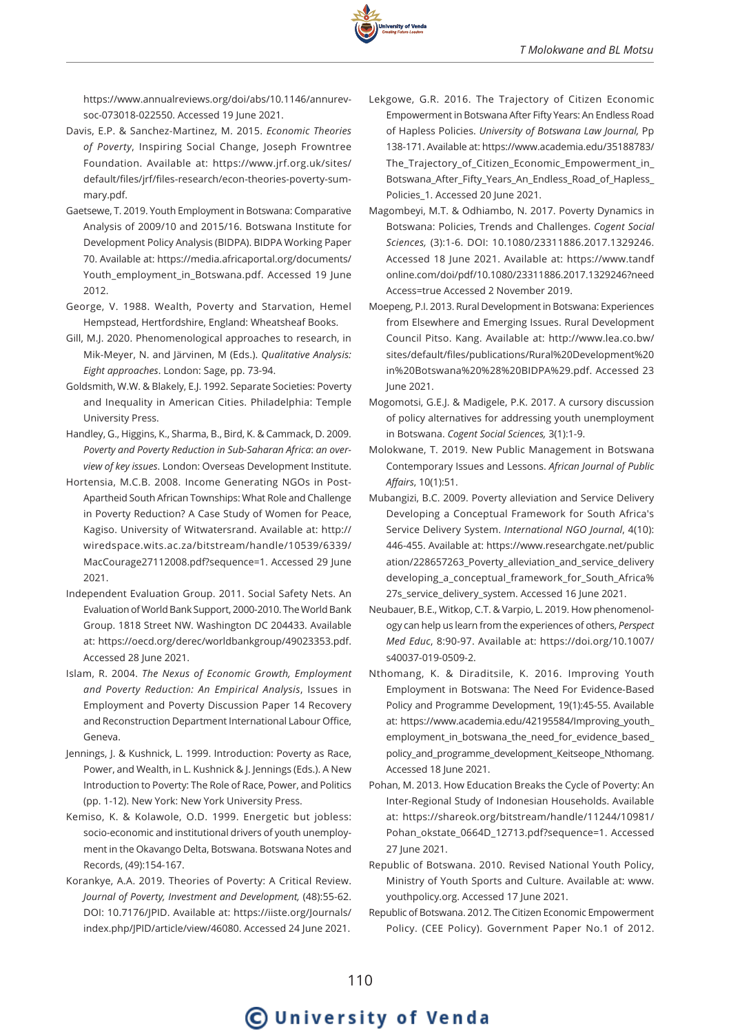https://www.annualreviews.org/doi/abs/10.1146/annurev-soc-073018-022550. Accessed 19 June 2021.

Davis, E.P. & Sanchez-Martinez, M. 2015. *Economic Theories of Poverty*, Inspiring Social Change, Joseph Frowntree Foundation. Available at: https://www.jrf.org.uk/sites/default/files/jrf/files-research/econ-theories-poverty-summary.pdf.

Gaetsewe, T. 2019. Youth Employment in Botswana: Comparative Analysis of 2009/10 and 2015/16. Botswana Institute for Development Policy Analysis (BIDPA). BIDPA Working Paper 70. Available at: https://media.africaportal.org/documents/Youth_employment_in_Botswana.pdf. Accessed 19 June 2012.

George, V. 1988. Wealth, Poverty and Starvation, Hemel Hempstead, Hertfordshire, England: Wheatsheaf Books.

Gill, M.J. 2020. Phenomenological approaches to research, in Mik-Meyer, N. and Järvinen, M (Eds.). *Qualitative Analysis: Eight approaches*. London: Sage, pp. 73-94.

Goldsmith, W.W. & Blakely, E.J. 1992. Separate Societies: Poverty and Inequality in American Cities. Philadelphia: Temple University Press.

Handley, G., Higgins, K., Sharma, B., Bird, K. & Cammack, D. 2009. *Poverty and Poverty Reduction in Sub-Saharan Africa*: *an overview of key issues*. London: Overseas Development Institute.

Hortensia, M.C.B. 2008. Income Generating NGOs in Post-Apartheid South African Townships: What Role and Challenge in Poverty Reduction? A Case Study of Women for Peace, Kagiso. University of Witwatersrand. Available at: http://wiredspace.wits.ac.za/bitstream/handle/10539/6339/MacCourage27112008.pdf?sequence=1. Accessed 29 June 2021.

Independent Evaluation Group. 2011. Social Safety Nets. An Evaluation of World Bank Support, 2000-2010. The World Bank Group. 1818 Street NW. Washington DC 204433. Available at: https://oecd.org/derec/worldbankgroup/49023353.pdf. Accessed 28 June 2021.

Islam, R. 2004. *The Nexus of Economic Growth, Employment and Poverty Reduction: An Empirical Analysis*, Issues in Employment and Poverty Discussion Paper 14 Recovery and Reconstruction Department International Labour Office, Geneva.

Jennings, J. & Kushnick, L. 1999. Introduction: Poverty as Race, Power, and Wealth, in L. Kushnick & J. Jennings (Eds.). A New Introduction to Poverty: The Role of Race, Power, and Politics (pp. 1-12). New York: New York University Press.

Kemiso, K. & Kolawole, O.D. 1999. Energetic but jobless: socio-economic and institutional drivers of youth unemployment in the Okavango Delta, Botswana. Botswana Notes and Records, (49):154-167.

Korankye, A.A. 2019. Theories of Poverty: A Critical Review. *Journal of Poverty, Investment and Development,* (48):55-62. DOI: 10.7176/JPID. Available at: https://iiste.org/Journals/index.php/JPID/article/view/46080. Accessed 24 June 2021.

Lekgowe, G.R. 2016. The Trajectory of Citizen Economic Empowerment in Botswana After Fifty Years: An Endless Road of Hapless Policies. *University of Botswana Law Journal,* Pp 138-171. Available at: https://www.academia.edu/35188783/The_Trajectory_of_Citizen_Economic_Empowerment_in_Botswana_After_Fifty_Years_An_Endless_Road_of_Hapless_Policies_1. Accessed 20 June 2021.

Magombeyi, M.T. & Odhiambo, N. 2017. Poverty Dynamics in Botswana: Policies, Trends and Challenges. *Cogent Social Sciences,* (3):1-6. DOI: 10.1080/23311886.2017.1329246. Accessed 18 June 2021. Available at: https://www.tandfonline.com/doi/pdf/10.1080/23311886.2017.1329246?needAccess=true Accessed 2 November 2019.

Moepeng, P.I. 2013. Rural Development in Botswana: Experiences from Elsewhere and Emerging Issues. Rural Development Council Pitso. Kang. Available at: http://www.lea.co.bw/sites/default/files/publications/Rural%20Development%20in%20Botswana%20%28%20BIDPA%29.pdf. Accessed 23 June 2021.

Mogomotsi, G.E.J. & Madigele, P.K. 2017. A cursory discussion of policy alternatives for addressing youth unemployment in Botswana. *Cogent Social Sciences,* 3(1):1-9.

Molokwane, T. 2019. New Public Management in Botswana Contemporary Issues and Lessons. *African Journal of Public Affairs*, 10(1):51.

Mubangizi, B.C. 2009. Poverty alleviation and Service Delivery Developing a Conceptual Framework for South Africa's Service Delivery System. *International NGO Journal*, 4(10): 446-455. Available at: https://www.researchgate.net/publication/228657263_Poverty_alleviation_and_service_delivery developing_a_conceptual_framework_for_South_Africa%27s_service_delivery_system. Accessed 16 June 2021.

Neubauer, B.E., Witkop, C.T. & Varpio, L. 2019. How phenomenology can help us learn from the experiences of others, *Perspect Med Educ*, 8:90-97. Available at: https://doi.org/10.1007/s40037-019-0509-2.

Nthomang, K. & Diraditsile, K. 2016. Improving Youth Employment in Botswana: The Need For Evidence-Based Policy and Programme Development, 19(1):45-55. Available at: https://www.academia.edu/42195584/Improving_youth_employment_in_botswana_the_need_for_evidence_based_policy_and_programme_development_Keitseope_Nthomang. Accessed 18 June 2021.

Pohan, M. 2013. How Education Breaks the Cycle of Poverty: An Inter-Regional Study of Indonesian Households. Available at: https://shareok.org/bitstream/handle/11244/10981/Pohan_okstate_0664D_12713.pdf?sequence=1. Accessed 27 June 2021.

Republic of Botswana. 2010. Revised National Youth Policy, Ministry of Youth Sports and Culture. Available at: www.youthpolicy.org. Accessed 17 June 2021.

Republic of Botswana. 2012. The Citizen Economic Empowerment Policy. (CEE Policy). Government Paper No.1 of 2012.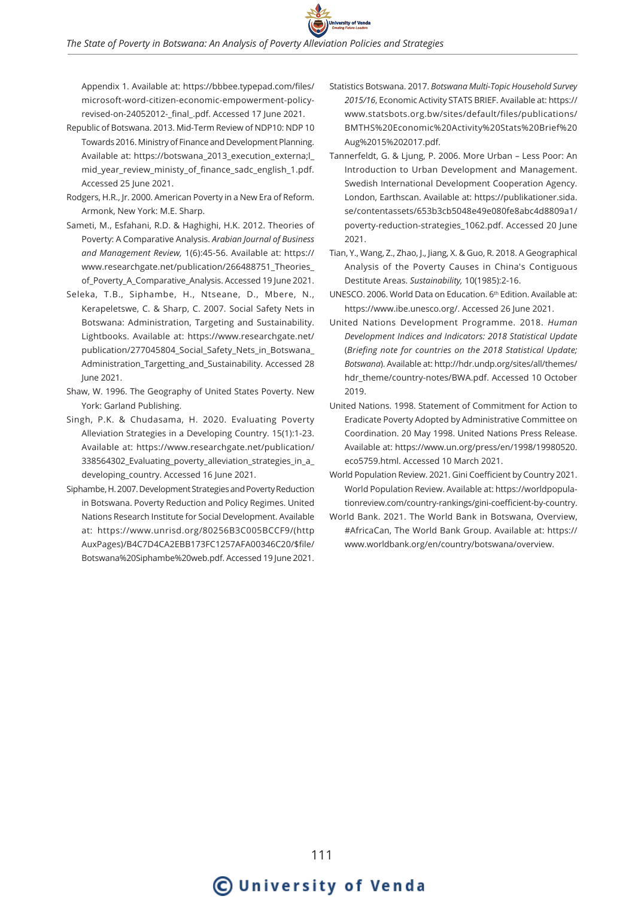Appendix 1. Available at: https://bbbee.typepad.com/files/microsoft-word-citizen-economic-empowerment-policy-revised-on-24052012-_final_.pdf. Accessed 17 June 2021.

Republic of Botswana. 2013. Mid-Term Review of NDP10: NDP 10 Towards 2016. Ministry of Finance and Development Planning. Available at: https://botswana_2013_execution_externa;l_mid_year_review_ministy_of_finance_sadc_english_1.pdf. Accessed 25 June 2021.

Rodgers, H.R., Jr. 2000. American Poverty in a New Era of Reform. Armonk, New York: M.E. Sharp.

Sameti, M., Esfahani, R.D. & Haghighi, H.K. 2012. Theories of Poverty: A Comparative Analysis. *Arabian Journal of Business and Management Review,* 1(6):45-56. Available at: https://www.researchgate.net/publication/266488751_Theories_of_Poverty_A_Comparative_Analysis. Accessed 19 June 2021.

Seleka, T.B., Siphambe, H., Ntseane, D., Mbere, N., Kerapeletswe, C. & Sharp, C. 2007. Social Safety Nets in Botswana: Administration, Targeting and Sustainability. Lightbooks. Available at: https://www.researchgate.net/publication/277045804_Social_Safety_Nets_in_Botswana_Administration_Targetting_and_Sustainability. Accessed 28 June 2021.

Shaw, W. 1996. The Geography of United States Poverty. New York: Garland Publishing.

Singh, P.K. & Chudasama, H. 2020. Evaluating Poverty Alleviation Strategies in a Developing Country. 15(1):1-23. Available at: https://www.researchgate.net/publication/338564302_Evaluating_poverty_alleviation_strategies_in_a_developing_country. Accessed 16 June 2021.

Siphambe, H. 2007. Development Strategies and Poverty Reduction in Botswana. Poverty Reduction and Policy Regimes. United Nations Research Institute for Social Development. Available at: https://www.unrisd.org/80256B3C005BCCF9/(httpAuxPages)/B4C7D4CA2EBB173FC1257AFA00346C20/$file/Botswana%20Siphambe%20web.pdf. Accessed 19 June 2021.

Statistics Botswana. 2017. *Botswana Multi-Topic Household Survey 2015/16*, Economic Activity STATS BRIEF. Available at: https://www.statsbots.org.bw/sites/default/files/publications/BMTHS%20Economic%20Activity%20Stats%20Brief%20Aug%2015%202017.pdf.

Tannerfeldt, G. & Ljung, P. 2006. More Urban – Less Poor: An Introduction to Urban Development and Management. Swedish International Development Cooperation Agency. London, Earthscan. Available at: https://publikationer.sida.se/contentassets/653b3cb5048e49e080fe8abc4d8809a1/poverty-reduction-strategies_1062.pdf. Accessed 20 June 2021.

Tian, Y., Wang, Z., Zhao, J., Jiang, X. & Guo, R. 2018. A Geographical Analysis of the Poverty Causes in China's Contiguous Destitute Areas. *Sustainability,* 10(1985):2-16.

UNESCO. 2006. World Data on Education. 6th Edition. Available at: https://www.ibe.unesco.org/. Accessed 26 June 2021.

United Nations Development Programme. 2018. *Human Development Indices and Indicators: 2018 Statistical Update* (*Briefing note for countries on the 2018 Statistical Update; Botswana*). Available at: http://hdr.undp.org/sites/all/themes/hdr_theme/country-notes/BWA.pdf. Accessed 10 October 2019.

United Nations. 1998. Statement of Commitment for Action to Eradicate Poverty Adopted by Administrative Committee on Coordination. 20 May 1998. United Nations Press Release. Available at: https://www.un.org/press/en/1998/19980520.eco5759.html. Accessed 10 March 2021.

World Population Review. 2021. Gini Coefficient by Country 2021. World Population Review. Available at: https://worldpopulationreview.com/country-rankings/gini-coefficient-by-country.

World Bank. 2021. The World Bank in Botswana, Overview, #AfricaCan, The World Bank Group. Available at: https://www.worldbank.org/en/country/botswana/overview.